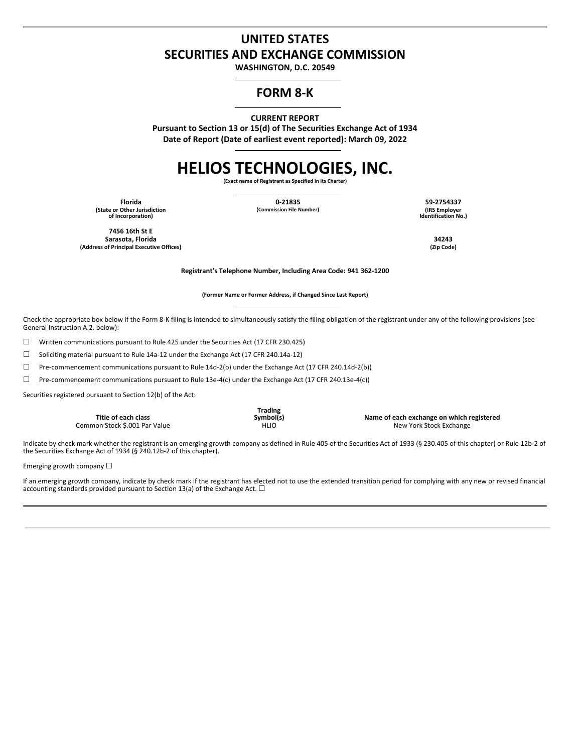# UNITED STATES
# SECURITIES AND EXCHANGE COMMISSION

**WASHINGTON, D.C. 20549**

## FORM 8-K

**CURRENT REPORT**
**Pursuant to Section 13 or 15(d) of The Securities Exchange Act of 1934**
**Date of Report (Date of earliest event reported): March 09, 2022**

# HELIOS TECHNOLOGIES, INC.

**(Exact name of Registrant as Specified in Its Charter)**

| Florida | 0-21835 | 59-2754337 |
|---|---|---|
| (State or Other Jurisdiction of Incorporation) | (Commission File Number) | (IRS Employer Identification No.) |

| 7456 16th St E Sarasota, Florida | 34243 |
|---|---|
| (Address of Principal Executive Offices) | (Zip Code) |

**Registrant's Telephone Number, Including Area Code: 941 362-1200**

**(Former Name or Former Address, if Changed Since Last Report)**

Check the appropriate box below if the Form 8-K filing is intended to simultaneously satisfy the filing obligation of the registrant under any of the following provisions (see General Instruction A.2. below):

☐ Written communications pursuant to Rule 425 under the Securities Act (17 CFR 230.425)

☐ Soliciting material pursuant to Rule 14a-12 under the Exchange Act (17 CFR 240.14a-12)

☐ Pre-commencement communications pursuant to Rule 14d-2(b) under the Exchange Act (17 CFR 240.14d-2(b))

☐ Pre-commencement communications pursuant to Rule 13e-4(c) under the Exchange Act (17 CFR 240.13e-4(c))

Securities registered pursuant to Section 12(b) of the Act:

| Title of each class | Trading Symbol(s) | Name of each exchange on which registered |
|---|---|---|
| Common Stock $.001 Par Value | HLIO | New York Stock Exchange |

Indicate by check mark whether the registrant is an emerging growth company as defined in Rule 405 of the Securities Act of 1933 (§ 230.405 of this chapter) or Rule 12b-2 of the Securities Exchange Act of 1934 (§ 240.12b-2 of this chapter).

Emerging growth company ☐

If an emerging growth company, indicate by check mark if the registrant has elected not to use the extended transition period for complying with any new or revised financial accounting standards provided pursuant to Section 13(a) of the Exchange Act. ☐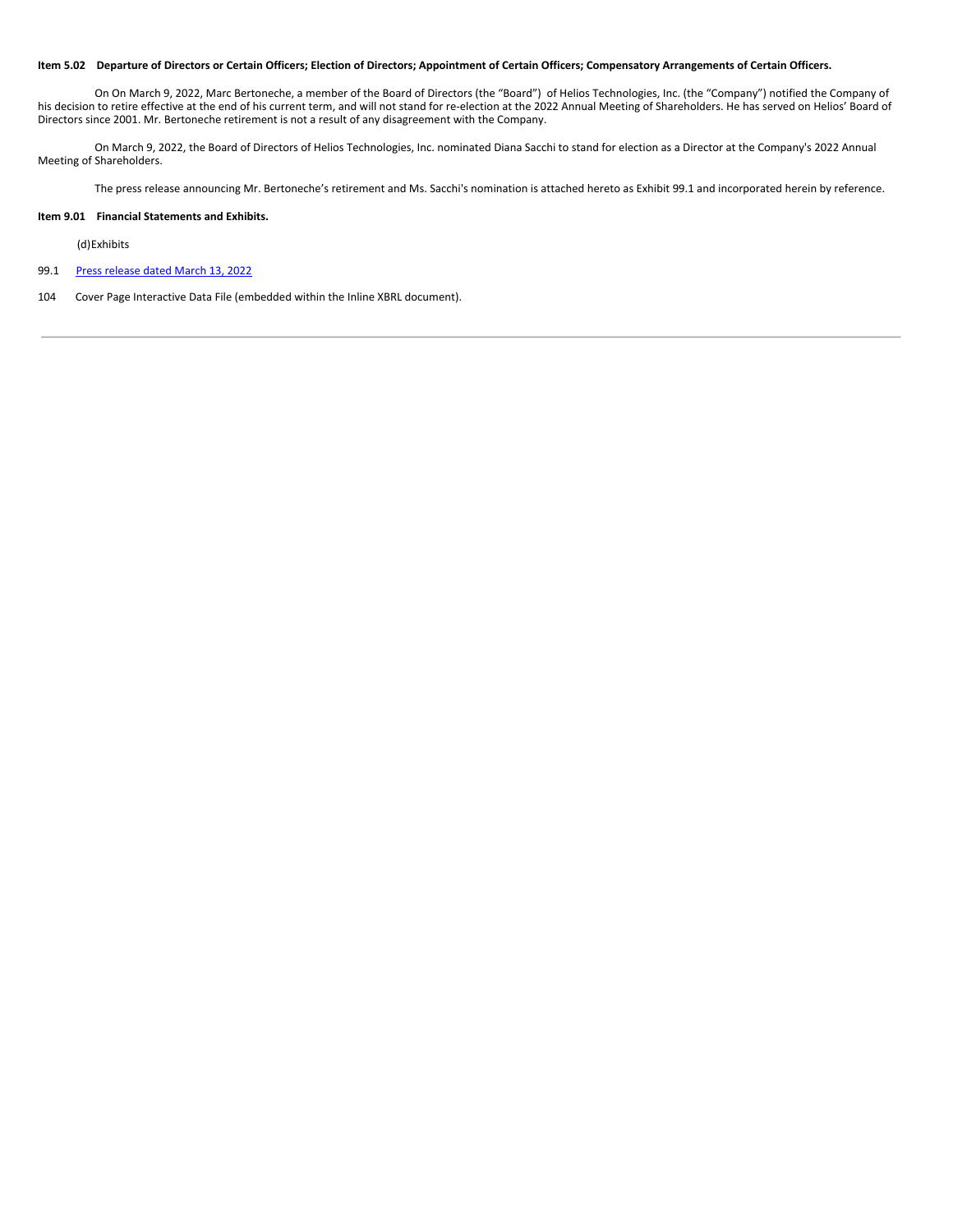**Item 5.02 Departure of Directors or Certain Officers; Election of Directors; Appointment of Certain Officers; Compensatory Arrangements of Certain Officers.**

On On March 9, 2022, Marc Bertoneche, a member of the Board of Directors (the "Board") of Helios Technologies, Inc. (the "Company") notified the Company of his decision to retire effective at the end of his current term, and will not stand for re-election at the 2022 Annual Meeting of Shareholders. He has served on Helios' Board of Directors since 2001. Mr. Bertoneche retirement is not a result of any disagreement with the Company.

On March 9, 2022, the Board of Directors of Helios Technologies, Inc. nominated Diana Sacchi to stand for election as a Director at the Company's 2022 Annual Meeting of Shareholders.

The press release announcing Mr. Bertoneche's retirement and Ms. Sacchi's nomination is attached hereto as Exhibit 99.1 and incorporated herein by reference.

**Item 9.01 Financial Statements and Exhibits.**

(d)Exhibits

99.1 Press release dated March 13, 2022

104 Cover Page Interactive Data File (embedded within the Inline XBRL document).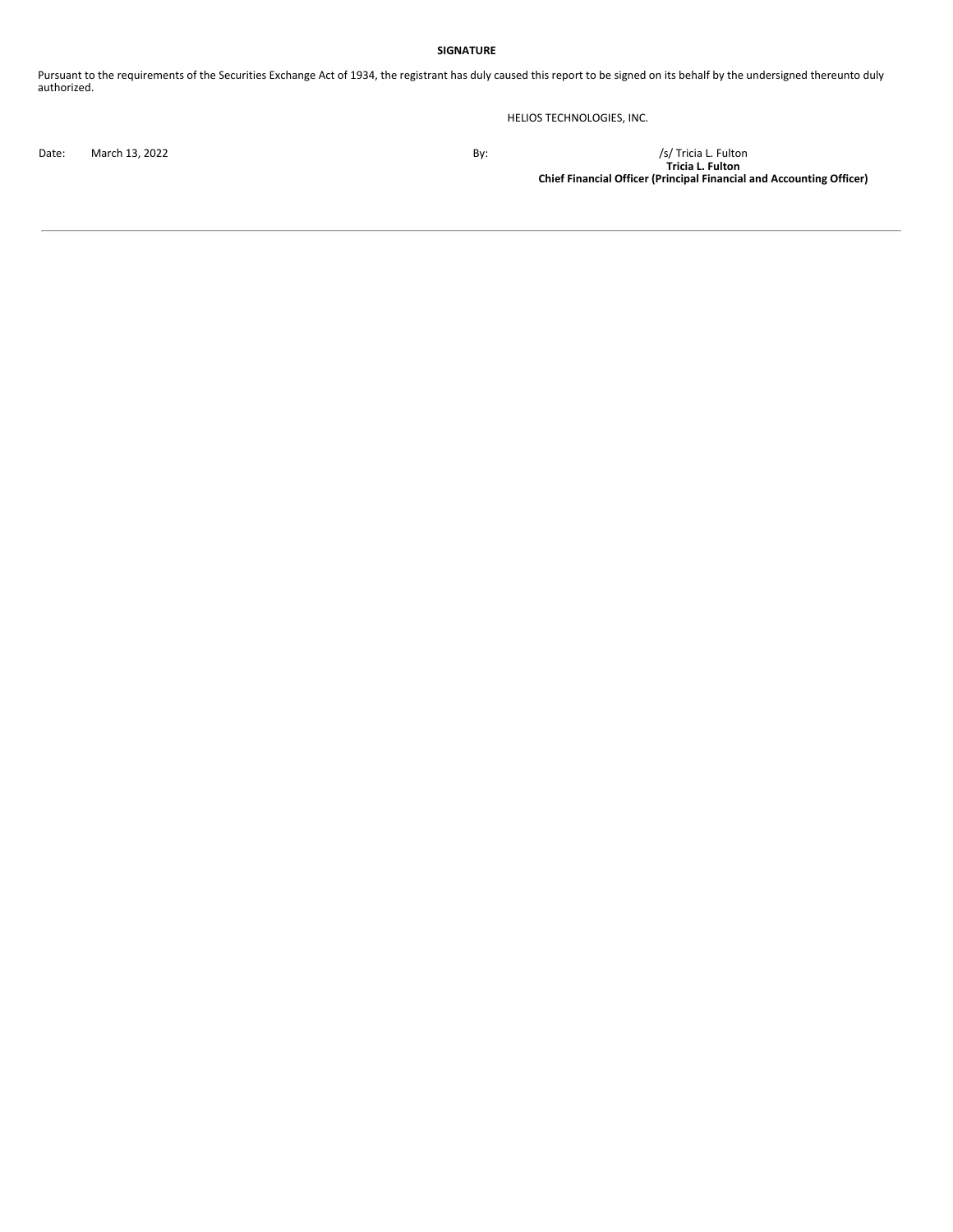**SIGNATURE**

Pursuant to the requirements of the Securities Exchange Act of 1934, the registrant has duly caused this report to be signed on its behalf by the undersigned thereunto duly authorized.

HELIOS TECHNOLOGIES, INC.

| Date: | March 13, 2022 | By: | /s/ Tricia L. Fulton |
|---|---|---|---|
| | | | **Tricia L. Fulton** |
| | | | **Chief Financial Officer (Principal Financial and Accounting Officer)** |

---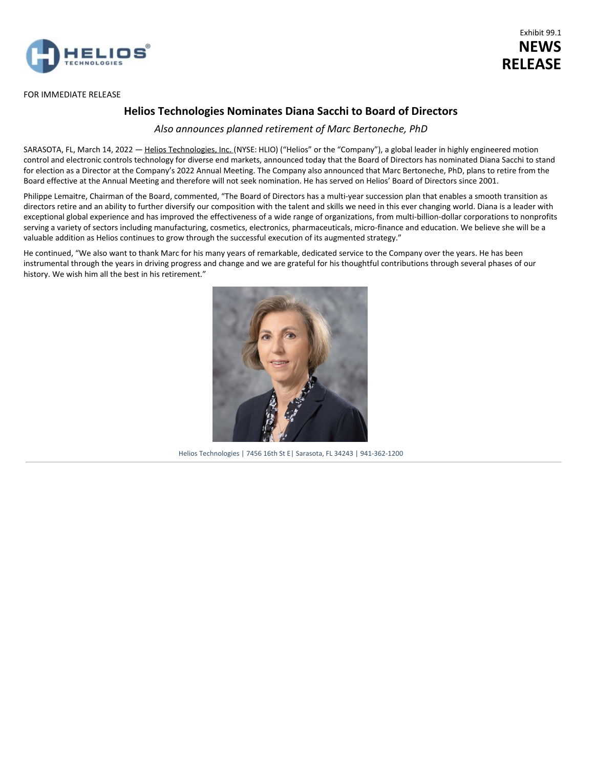Exhibit 99.1

**NEWS RELEASE**

FOR IMMEDIATE RELEASE

## Helios Technologies Nominates Diana Sacchi to Board of Directors

*Also announces planned retirement of Marc Bertoneche, PhD*

SARASOTA, FL, March 14, 2022 — Helios Technologies, Inc. (NYSE: HLIO) ("Helios" or the "Company"), a global leader in highly engineered motion control and electronic controls technology for diverse end markets, announced today that the Board of Directors has nominated Diana Sacchi to stand for election as a Director at the Company's 2022 Annual Meeting. The Company also announced that Marc Bertoneche, PhD, plans to retire from the Board effective at the Annual Meeting and therefore will not seek nomination. He has served on Helios' Board of Directors since 2001.

Philippe Lemaitre, Chairman of the Board, commented, "The Board of Directors has a multi-year succession plan that enables a smooth transition as directors retire and an ability to further diversify our composition with the talent and skills we need in this ever changing world. Diana is a leader with exceptional global experience and has improved the effectiveness of a wide range of organizations, from multi-billion-dollar corporations to nonprofits serving a variety of sectors including manufacturing, cosmetics, electronics, pharmaceuticals, micro-finance and education. We believe she will be a valuable addition as Helios continues to grow through the successful execution of its augmented strategy."

He continued, "We also want to thank Marc for his many years of remarkable, dedicated service to the Company over the years. He has been instrumental through the years in driving progress and change and we are grateful for his thoughtful contributions through several phases of our history. We wish him all the best in his retirement."

Helios Technologies | 7456 16th St E| Sarasota, FL 34243 | 941-362-1200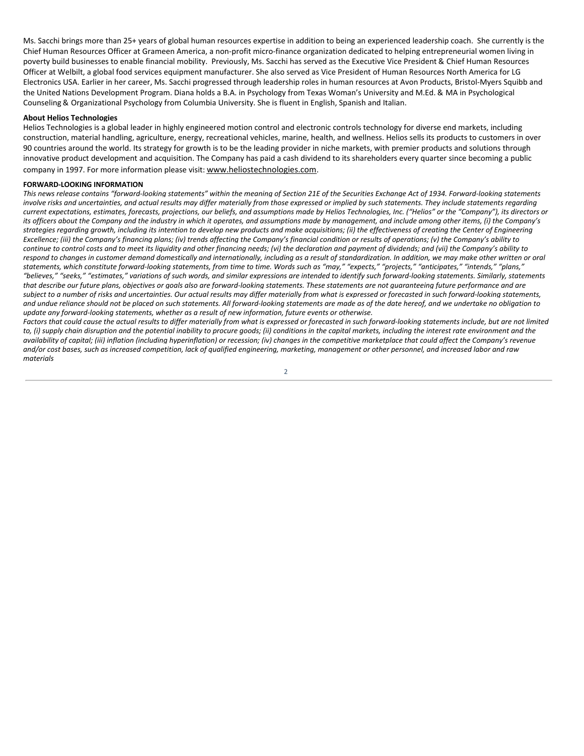Ms. Sacchi brings more than 25+ years of global human resources expertise in addition to being an experienced leadership coach. She currently is the Chief Human Resources Officer at Grameen America, a non-profit micro-finance organization dedicated to helping entrepreneurial women living in poverty build businesses to enable financial mobility. Previously, Ms. Sacchi has served as the Executive Vice President & Chief Human Resources Officer at Welbilt, a global food services equipment manufacturer. She also served as Vice President of Human Resources North America for LG Electronics USA. Earlier in her career, Ms. Sacchi progressed through leadership roles in human resources at Avon Products, Bristol-Myers Squibb and the United Nations Development Program. Diana holds a B.A. in Psychology from Texas Woman's University and M.Ed. & MA in Psychological Counseling & Organizational Psychology from Columbia University. She is fluent in English, Spanish and Italian.

**About Helios Technologies**

Helios Technologies is a global leader in highly engineered motion control and electronic controls technology for diverse end markets, including construction, material handling, agriculture, energy, recreational vehicles, marine, health, and wellness. Helios sells its products to customers in over 90 countries around the world. Its strategy for growth is to be the leading provider in niche markets, with premier products and solutions through innovative product development and acquisition. The Company has paid a cash dividend to its shareholders every quarter since becoming a public company in 1997. For more information please visit: www.heliostechnologies.com.

**FORWARD-LOOKING INFORMATION**

*This news release contains "forward-looking statements" within the meaning of Section 21E of the Securities Exchange Act of 1934. Forward-looking statements involve risks and uncertainties, and actual results may differ materially from those expressed or implied by such statements. They include statements regarding current expectations, estimates, forecasts, projections, our beliefs, and assumptions made by Helios Technologies, Inc. ("Helios" or the "Company"), its directors or its officers about the Company and the industry in which it operates, and assumptions made by management, and include among other items, (i) the Company's strategies regarding growth, including its intention to develop new products and make acquisitions; (ii) the effectiveness of creating the Center of Engineering Excellence; (iii) the Company's financing plans; (iv) trends affecting the Company's financial condition or results of operations; (v) the Company's ability to continue to control costs and to meet its liquidity and other financing needs; (vi) the declaration and payment of dividends; and (vii) the Company's ability to respond to changes in customer demand domestically and internationally, including as a result of standardization. In addition, we may make other written or oral statements, which constitute forward-looking statements, from time to time. Words such as "may," "expects," "projects," "anticipates," "intends," "plans," "believes," "seeks," "estimates," variations of such words, and similar expressions are intended to identify such forward-looking statements. Similarly, statements that describe our future plans, objectives or goals also are forward-looking statements. These statements are not guaranteeing future performance and are subject to a number of risks and uncertainties. Our actual results may differ materially from what is expressed or forecasted in such forward-looking statements, and undue reliance should not be placed on such statements. All forward-looking statements are made as of the date hereof, and we undertake no obligation to update any forward-looking statements, whether as a result of new information, future events or otherwise.*

*Factors that could cause the actual results to differ materially from what is expressed or forecasted in such forward-looking statements include, but are not limited to, (i) supply chain disruption and the potential inability to procure goods; (ii) conditions in the capital markets, including the interest rate environment and the availability of capital; (iii) inflation (including hyperinflation) or recession; (iv) changes in the competitive marketplace that could affect the Company's revenue and/or cost bases, such as increased competition, lack of qualified engineering, marketing, management or other personnel, and increased labor and raw materials*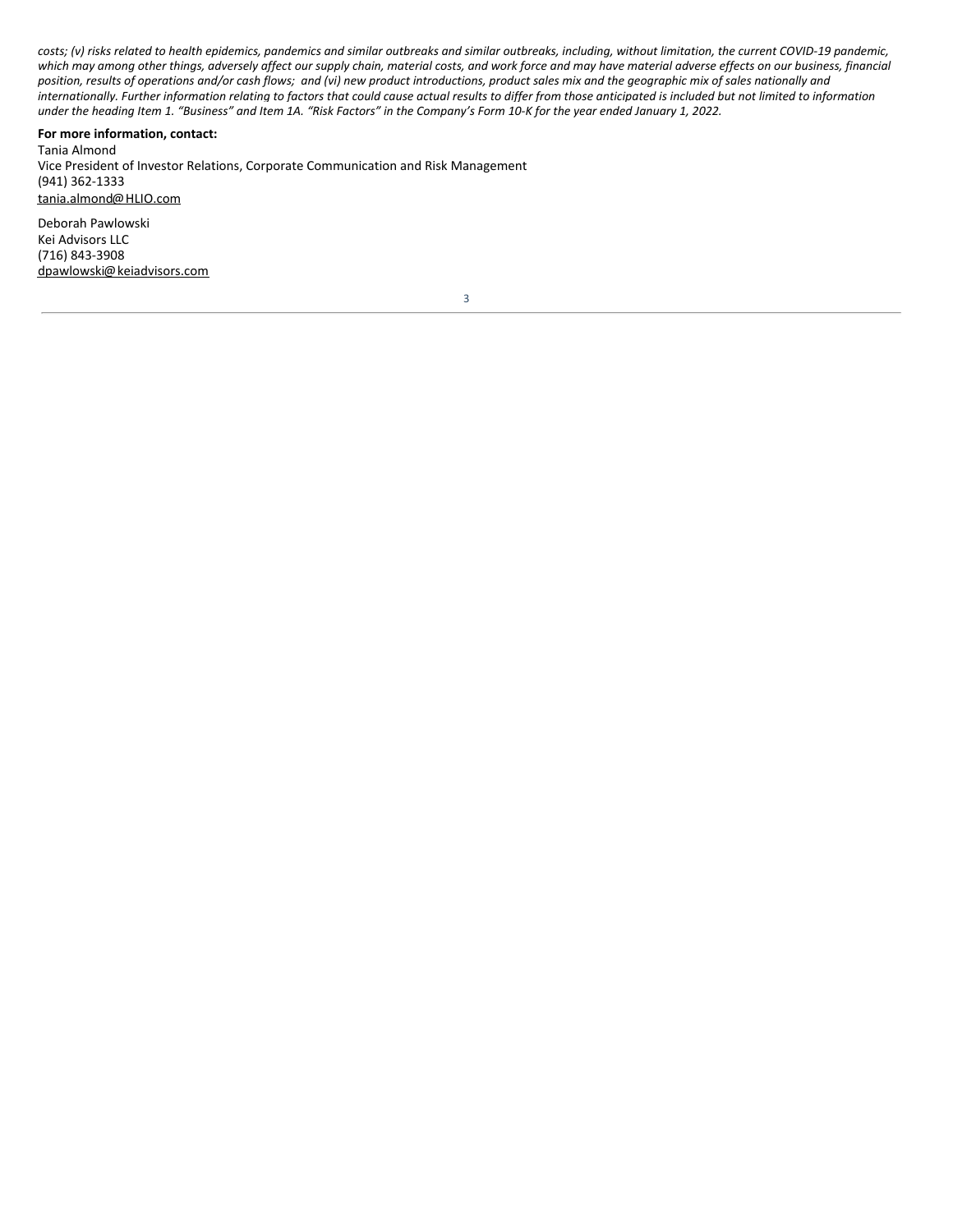*costs; (v) risks related to health epidemics, pandemics and similar outbreaks and similar outbreaks, including, without limitation, the current COVID-19 pandemic, which may among other things, adversely affect our supply chain, material costs, and work force and may have material adverse effects on our business, financial position, results of operations and/or cash flows; and (vi) new product introductions, product sales mix and the geographic mix of sales nationally and internationally. Further information relating to factors that could cause actual results to differ from those anticipated is included but not limited to information under the heading Item 1. "Business" and Item 1A. "Risk Factors" in the Company's Form 10-K for the year ended January 1, 2022.*

**For more information, contact:**

Tania Almond
Vice President of Investor Relations, Corporate Communication and Risk Management
(941) 362-1333
tania.almond@HLIO.com

Deborah Pawlowski
Kei Advisors LLC
(716) 843-3908
dpawlowski@keiadvisors.com